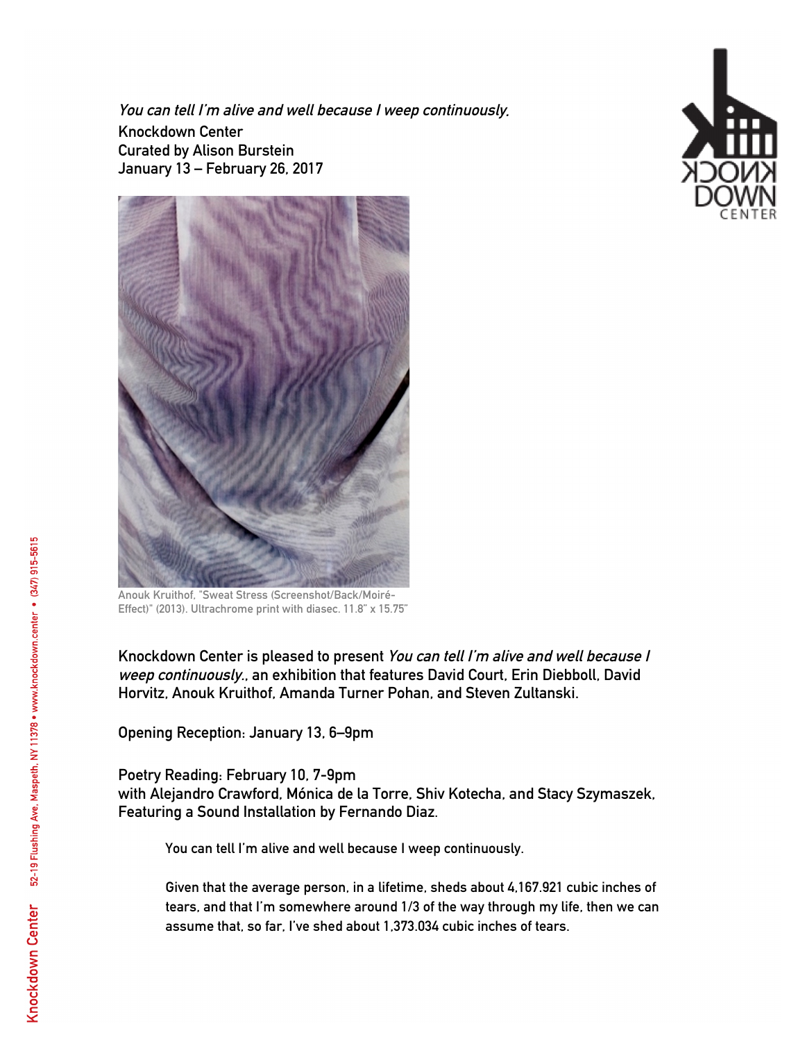*You can tell I'm alive and well because I weep continuously.*
**Knockdown Center**
**Curated by Alison Burstein**
**January 13 – February 26, 2017**

Anouk Kruithof, "Sweat Stress (Screenshot/Back/Moiré-Effect)" (2013). Ultrachrome print with diasec. 11.8" x 15.75"

**Knockdown Center is pleased to present *You can tell I'm alive and well because I weep continuously.*, an exhibition that features David Court, Erin Diebboll, David Horvitz, Anouk Kruithof, Amanda Turner Pohan, and Steven Zultanski.**

**Opening Reception: January 13, 6–9pm**

**Poetry Reading: February 10, 7-9pm**
**with Alejandro Crawford, Mónica de la Torre, Shiv Kotecha, and Stacy Szymaszek, Featuring a Sound Installation by Fernando Diaz.**

> You can tell I'm alive and well because I weep continuously.
>
> Given that the average person, in a lifetime, sheds about 4,167.921 cubic inches of tears, and that I'm somewhere around 1/3 of the way through my life, then we can assume that, so far, I've shed about 1,373.034 cubic inches of tears.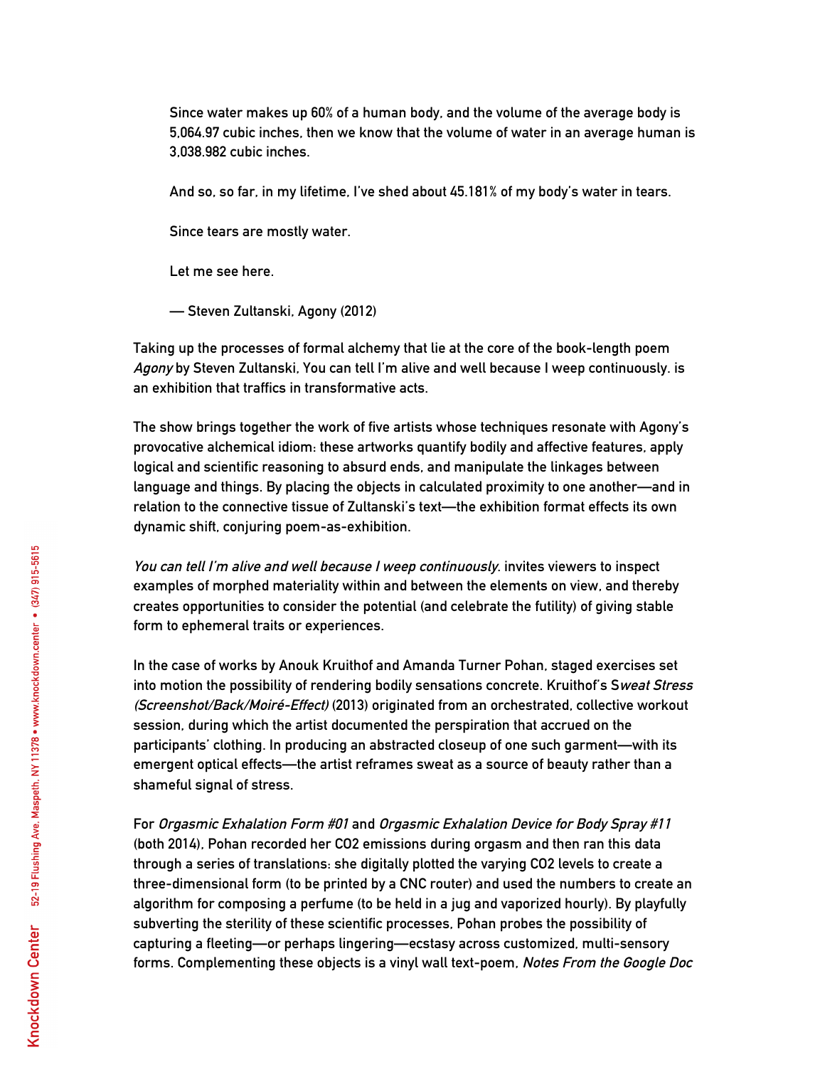> Since water makes up 60% of a human body, and the volume of the average body is 5,064.97 cubic inches, then we know that the volume of water in an average human is 3,038.982 cubic inches.
>
> And so, so far, in my lifetime, I've shed about 45.181% of my body's water in tears.
>
> Since tears are mostly water.
>
> Let me see here.
>
> — Steven Zultanski, Agony (2012)

Taking up the processes of formal alchemy that lie at the core of the book-length poem *Agony* by Steven Zultanski, You can tell I'm alive and well because I weep continuously. is an exhibition that traffics in transformative acts.

The show brings together the work of five artists whose techniques resonate with Agony's provocative alchemical idiom: these artworks quantify bodily and affective features, apply logical and scientific reasoning to absurd ends, and manipulate the linkages between language and things. By placing the objects in calculated proximity to one another—and in relation to the connective tissue of Zultanski's text—the exhibition format effects its own dynamic shift, conjuring poem-as-exhibition.

*You can tell I'm alive and well because I weep continuously.* invites viewers to inspect examples of morphed materiality within and between the elements on view, and thereby creates opportunities to consider the potential (and celebrate the futility) of giving stable form to ephemeral traits or experiences.

In the case of works by Anouk Kruithof and Amanda Turner Pohan, staged exercises set into motion the possibility of rendering bodily sensations concrete. Kruithof's S*weat Stress (Screenshot/Back/Moiré-Effect)* (2013) originated from an orchestrated, collective workout session, during which the artist documented the perspiration that accrued on the participants' clothing. In producing an abstracted closeup of one such garment—with its emergent optical effects—the artist reframes sweat as a source of beauty rather than a shameful signal of stress.

For *Orgasmic Exhalation Form #01* and *Orgasmic Exhalation Device for Body Spray #11* (both 2014), Pohan recorded her CO2 emissions during orgasm and then ran this data through a series of translations: she digitally plotted the varying CO2 levels to create a three-dimensional form (to be printed by a CNC router) and used the numbers to create an algorithm for composing a perfume (to be held in a jug and vaporized hourly). By playfully subverting the sterility of these scientific processes, Pohan probes the possibility of capturing a fleeting—or perhaps lingering—ecstasy across customized, multi-sensory forms. Complementing these objects is a vinyl wall text-poem, *Notes From the Google Doc*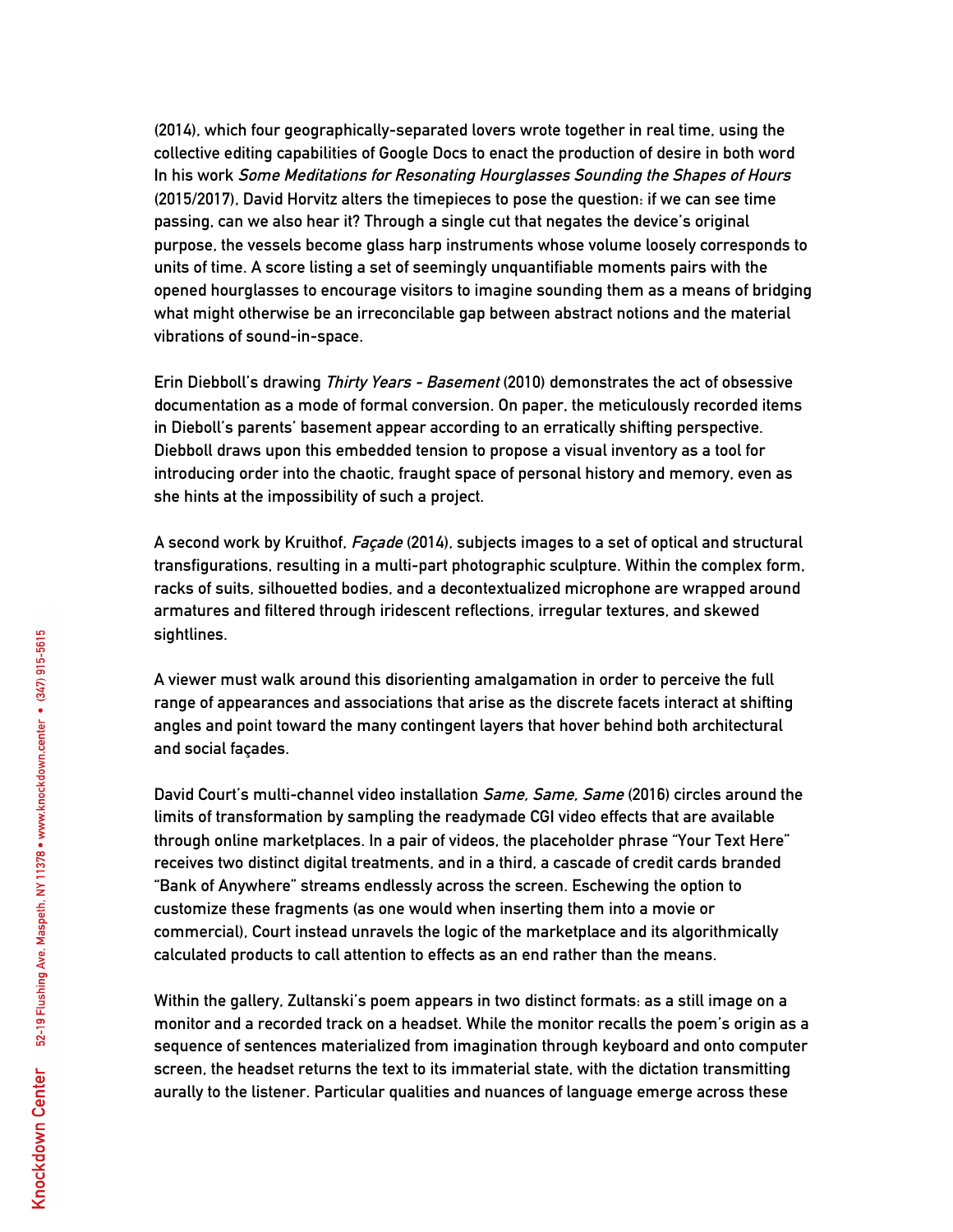(2014), which four geographically-separated lovers wrote together in real time, using the collective editing capabilities of Google Docs to enact the production of desire in both word In his work *Some Meditations for Resonating Hourglasses Sounding the Shapes of Hours* (2015/2017), David Horvitz alters the timepieces to pose the question: if we can see time passing, can we also hear it? Through a single cut that negates the device's original purpose, the vessels become glass harp instruments whose volume loosely corresponds to units of time. A score listing a set of seemingly unquantifiable moments pairs with the opened hourglasses to encourage visitors to imagine sounding them as a means of bridging what might otherwise be an irreconcilable gap between abstract notions and the material vibrations of sound-in-space.

Erin Diebboll's drawing *Thirty Years - Basement* (2010) demonstrates the act of obsessive documentation as a mode of formal conversion. On paper, the meticulously recorded items in Diebboll's parents' basement appear according to an erratically shifting perspective. Diebboll draws upon this embedded tension to propose a visual inventory as a tool for introducing order into the chaotic, fraught space of personal history and memory, even as she hints at the impossibility of such a project.

A second work by Kruithof, *Façade* (2014), subjects images to a set of optical and structural transfigurations, resulting in a multi-part photographic sculpture. Within the complex form, racks of suits, silhouetted bodies, and a decontextualized microphone are wrapped around armatures and filtered through iridescent reflections, irregular textures, and skewed sightlines.

A viewer must walk around this disorienting amalgamation in order to perceive the full range of appearances and associations that arise as the discrete facets interact at shifting angles and point toward the many contingent layers that hover behind both architectural and social façades.

David Court's multi-channel video installation *Same, Same, Same* (2016) circles around the limits of transformation by sampling the readymade CGI video effects that are available through online marketplaces. In a pair of videos, the placeholder phrase "Your Text Here" receives two distinct digital treatments, and in a third, a cascade of credit cards branded "Bank of Anywhere" streams endlessly across the screen. Eschewing the option to customize these fragments (as one would when inserting them into a movie or commercial), Court instead unravels the logic of the marketplace and its algorithmically calculated products to call attention to effects as an end rather than the means.

Within the gallery, Zultanski's poem appears in two distinct formats: as a still image on a monitor and a recorded track on a headset. While the monitor recalls the poem's origin as a sequence of sentences materialized from imagination through keyboard and onto computer screen, the headset returns the text to its immaterial state, with the dictation transmitting aurally to the listener. Particular qualities and nuances of language emerge across these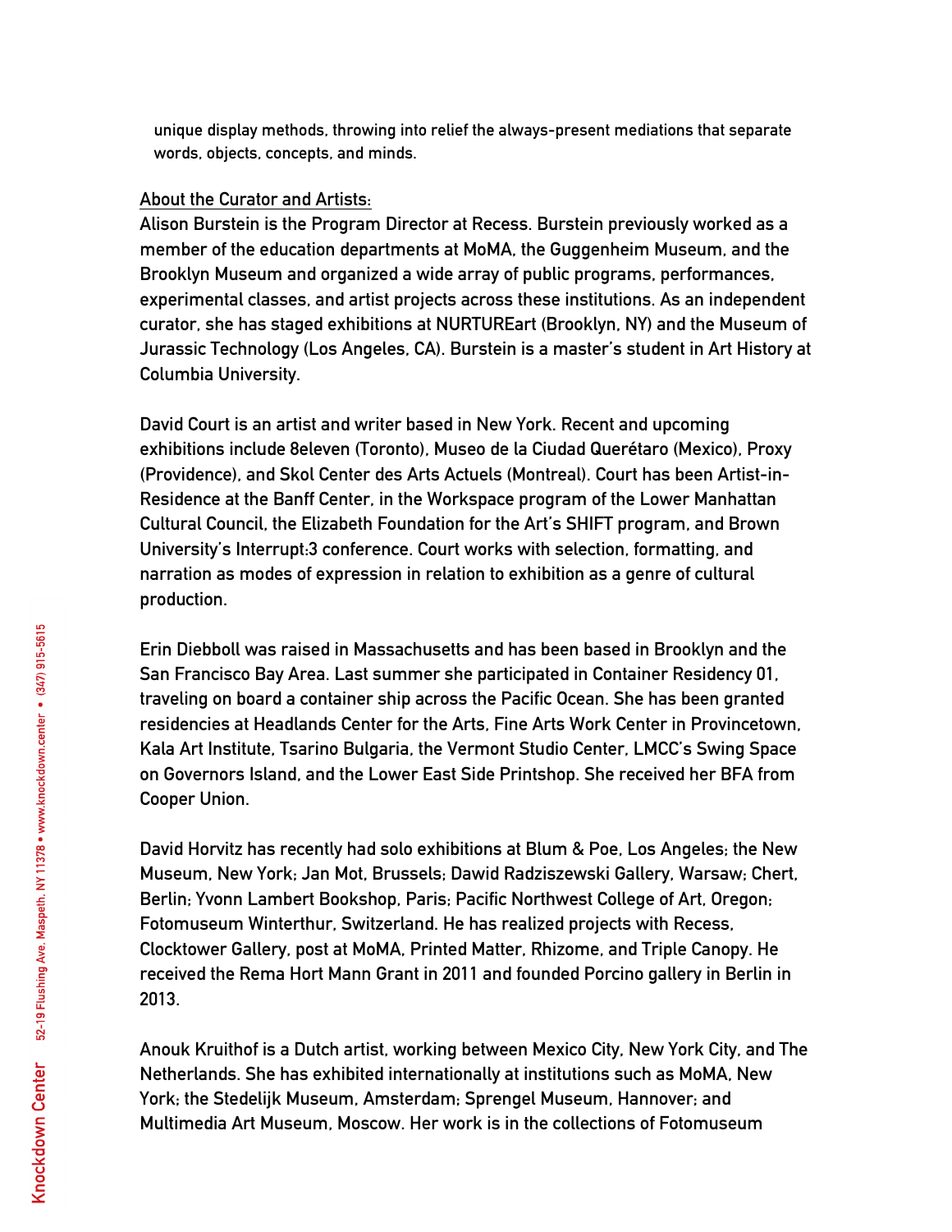unique display methods, throwing into relief the always-present mediations that separate words, objects, concepts, and minds.

About the Curator and Artists:

Alison Burstein is the Program Director at Recess. Burstein previously worked as a member of the education departments at MoMA, the Guggenheim Museum, and the Brooklyn Museum and organized a wide array of public programs, performances, experimental classes, and artist projects across these institutions. As an independent curator, she has staged exhibitions at NURTUREart (Brooklyn, NY) and the Museum of Jurassic Technology (Los Angeles, CA). Burstein is a master's student in Art History at Columbia University.

David Court is an artist and writer based in New York. Recent and upcoming exhibitions include 8eleven (Toronto), Museo de la Ciudad Querétaro (Mexico), Proxy (Providence), and Skol Center des Arts Actuels (Montreal). Court has been Artist-in-Residence at the Banff Center, in the Workspace program of the Lower Manhattan Cultural Council, the Elizabeth Foundation for the Art's SHIFT program, and Brown University's Interrupt:3 conference. Court works with selection, formatting, and narration as modes of expression in relation to exhibition as a genre of cultural production.

Erin Diebboll was raised in Massachusetts and has been based in Brooklyn and the San Francisco Bay Area. Last summer she participated in Container Residency 01, traveling on board a container ship across the Pacific Ocean. She has been granted residencies at Headlands Center for the Arts, Fine Arts Work Center in Provincetown, Kala Art Institute, Tsarino Bulgaria, the Vermont Studio Center, LMCC's Swing Space on Governors Island, and the Lower East Side Printshop. She received her BFA from Cooper Union.

David Horvitz has recently had solo exhibitions at Blum & Poe, Los Angeles; the New Museum, New York; Jan Mot, Brussels; Dawid Radziszewski Gallery, Warsaw; Chert, Berlin; Yvonn Lambert Bookshop, Paris; Pacific Northwest College of Art, Oregon; Fotomuseum Winterthur, Switzerland. He has realized projects with Recess, Clocktower Gallery, post at MoMA, Printed Matter, Rhizome, and Triple Canopy. He received the Rema Hort Mann Grant in 2011 and founded Porcino gallery in Berlin in 2013.

Anouk Kruithof is a Dutch artist, working between Mexico City, New York City, and The Netherlands. She has exhibited internationally at institutions such as MoMA, New York; the Stedelijk Museum, Amsterdam; Sprengel Museum, Hannover; and Multimedia Art Museum, Moscow. Her work is in the collections of Fotomuseum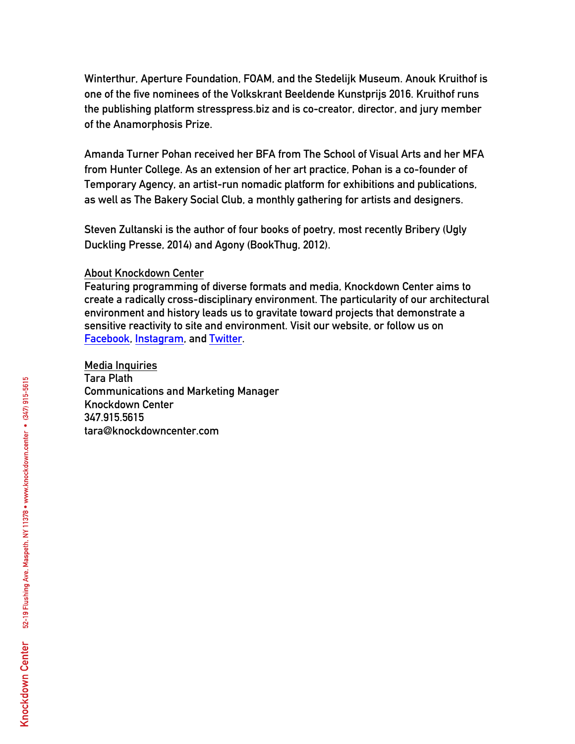Winterthur, Aperture Foundation, FOAM, and the Stedelijk Museum. Anouk Kruithof is one of the five nominees of the Volkskrant Beeldende Kunstprijs 2016. Kruithof runs the publishing platform stresspress.biz and is co-creator, director, and jury member of the Anamorphosis Prize.

Amanda Turner Pohan received her BFA from The School of Visual Arts and her MFA from Hunter College. As an extension of her art practice, Pohan is a co-founder of Temporary Agency, an artist-run nomadic platform for exhibitions and publications, as well as The Bakery Social Club, a monthly gathering for artists and designers.

Steven Zultanski is the author of four books of poetry, most recently Bribery (Ugly Duckling Presse, 2014) and Agony (BookThug, 2012).

About Knockdown Center
Featuring programming of diverse formats and media, Knockdown Center aims to create a radically cross-disciplinary environment. The particularity of our architectural environment and history leads us to gravitate toward projects that demonstrate a sensitive reactivity to site and environment. Visit our website, or follow us on Facebook, Instagram, and Twitter.

Media Inquiries
Tara Plath
Communications and Marketing Manager
Knockdown Center
347.915.5615
tara@knockdowncenter.com